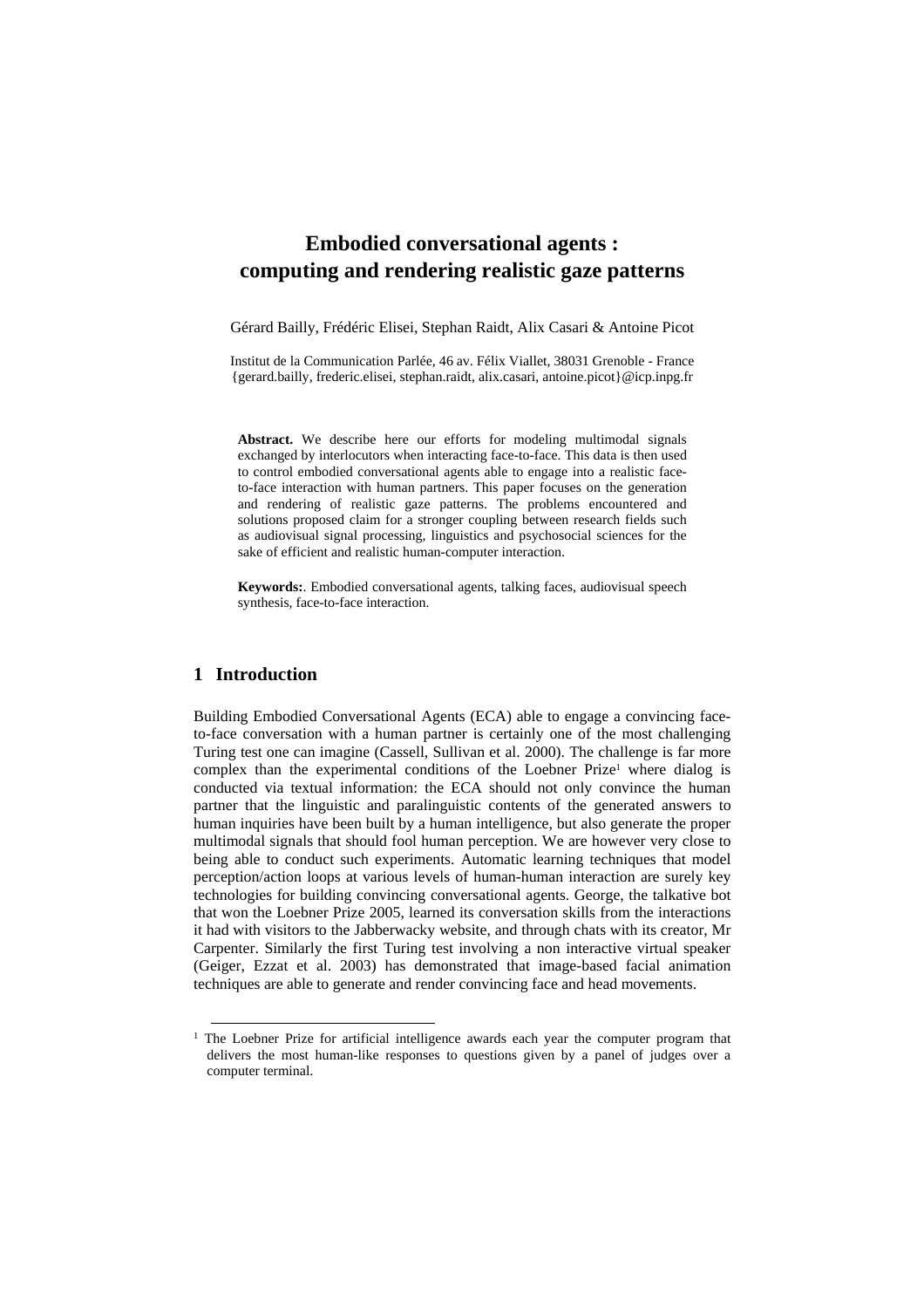# Embodied conversational agents : computing and rendering realistic gaze patterns

Gérard Bailly, Frédéric Elisei, Stephan Raidt, Alix Casari & Antoine Picot

Institut de la Communication Parlée, 46 av. Félix Viallet, 38031 Grenoble - France
{gerard.bailly, frederic.elisei, stephan.raidt, alix.casari, antoine.picot}@icp.inpg.fr

**Abstract.** We describe here our efforts for modeling multimodal signals exchanged by interlocutors when interacting face-to-face. This data is then used to control embodied conversational agents able to engage into a realistic face-to-face interaction with human partners. This paper focuses on the generation and rendering of realistic gaze patterns. The problems encountered and solutions proposed claim for a stronger coupling between research fields such as audiovisual signal processing, linguistics and psychosocial sciences for the sake of efficient and realistic human-computer interaction.

**Keywords:**. Embodied conversational agents, talking faces, audiovisual speech synthesis, face-to-face interaction.

## 1 Introduction

Building Embodied Conversational Agents (ECA) able to engage a convincing face-to-face conversation with a human partner is certainly one of the most challenging Turing test one can imagine (Cassell, Sullivan et al. 2000). The challenge is far more complex than the experimental conditions of the Loebner Prize[1] where dialog is conducted via textual information: the ECA should not only convince the human partner that the linguistic and paralinguistic contents of the generated answers to human inquiries have been built by a human intelligence, but also generate the proper multimodal signals that should fool human perception. We are however very close to being able to conduct such experiments. Automatic learning techniques that model perception/action loops at various levels of human-human interaction are surely key technologies for building convincing conversational agents. George, the talkative bot that won the Loebner Prize 2005, learned its conversation skills from the interactions it had with visitors to the Jabberwacky website, and through chats with its creator, Mr Carpenter. Similarly the first Turing test involving a non interactive virtual speaker (Geiger, Ezzat et al. 2003) has demonstrated that image-based facial animation techniques are able to generate and render convincing face and head movements.

[1] The Loebner Prize for artificial intelligence awards each year the computer program that delivers the most human-like responses to questions given by a panel of judges over a computer terminal.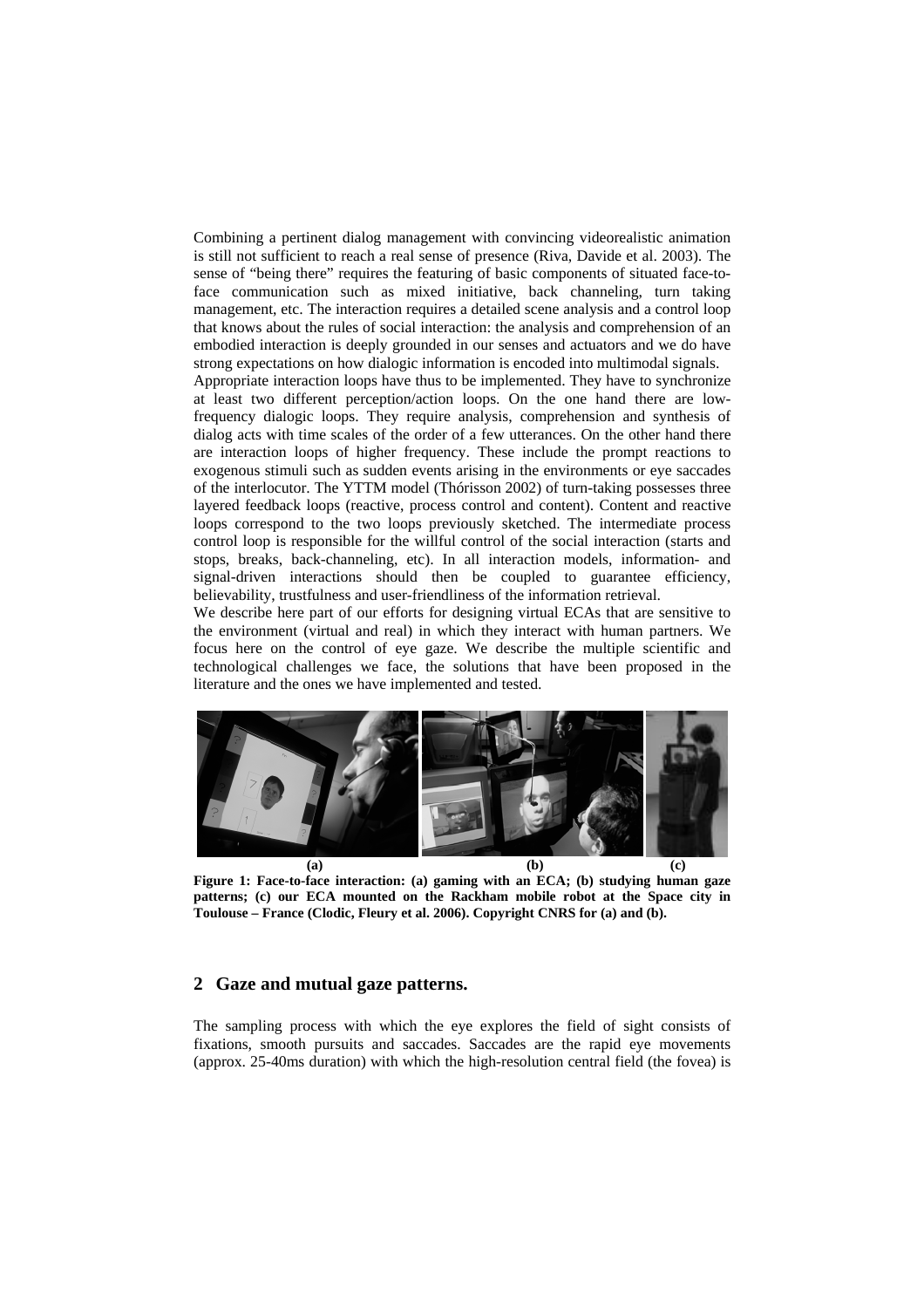Combining a pertinent dialog management with convincing videorealistic animation is still not sufficient to reach a real sense of presence (Riva, Davide et al. 2003). The sense of "being there" requires the featuring of basic components of situated face-to-face communication such as mixed initiative, back channeling, turn taking management, etc. The interaction requires a detailed scene analysis and a control loop that knows about the rules of social interaction: the analysis and comprehension of an embodied interaction is deeply grounded in our senses and actuators and we do have strong expectations on how dialogic information is encoded into multimodal signals.

Appropriate interaction loops have thus to be implemented. They have to synchronize at least two different perception/action loops. On the one hand there are low-frequency dialogic loops. They require analysis, comprehension and synthesis of dialog acts with time scales of the order of a few utterances. On the other hand there are interaction loops of higher frequency. These include the prompt reactions to exogenous stimuli such as sudden events arising in the environments or eye saccades of the interlocutor. The YTTM model (Thórisson 2002) of turn-taking possesses three layered feedback loops (reactive, process control and content). Content and reactive loops correspond to the two loops previously sketched. The intermediate process control loop is responsible for the willful control of the social interaction (starts and stops, breaks, back-channeling, etc). In all interaction models, information- and signal-driven interactions should then be coupled to guarantee efficiency, believability, trustfulness and user-friendliness of the information retrieval.

We describe here part of our efforts for designing virtual ECAs that are sensitive to the environment (virtual and real) in which they interact with human partners. We focus here on the control of eye gaze. We describe the multiple scientific and technological challenges we face, the solutions that have been proposed in the literature and the ones we have implemented and tested.

(a) (b) (c)

**Figure 1: Face-to-face interaction: (a) gaming with an ECA; (b) studying human gaze patterns; (c) our ECA mounted on the Rackham mobile robot at the Space city in Toulouse – France (Clodic, Fleury et al. 2006). Copyright CNRS for (a) and (b).**

## 2 Gaze and mutual gaze patterns.

The sampling process with which the eye explores the field of sight consists of fixations, smooth pursuits and saccades. Saccades are the rapid eye movements (approx. 25-40ms duration) with which the high-resolution central field (the fovea) is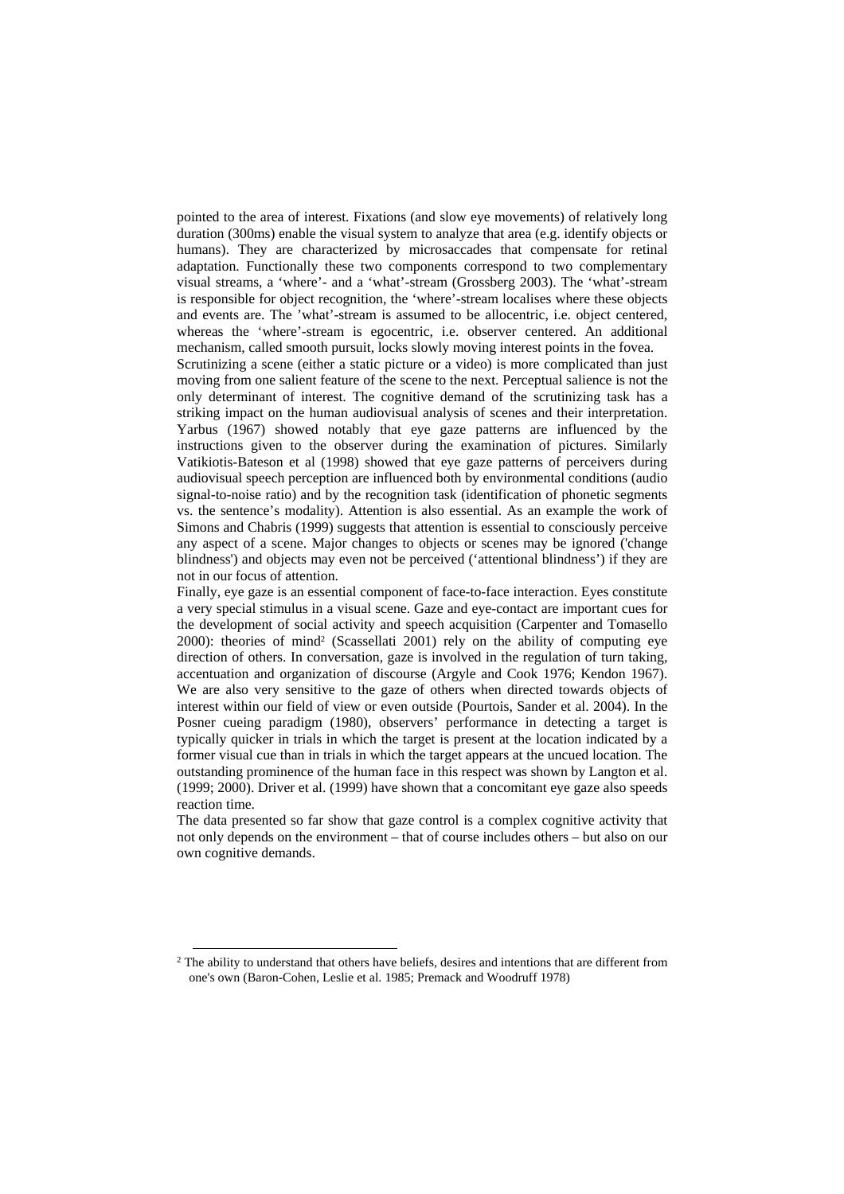pointed to the area of interest. Fixations (and slow eye movements) of relatively long duration (300ms) enable the visual system to analyze that area (e.g. identify objects or humans). They are characterized by microsaccades that compensate for retinal adaptation. Functionally these two components correspond to two complementary visual streams, a 'where'- and a 'what'-stream (Grossberg 2003). The 'what'-stream is responsible for object recognition, the 'where'-stream localises where these objects and events are. The 'what'-stream is assumed to be allocentric, i.e. object centered, whereas the 'where'-stream is egocentric, i.e. observer centered. An additional mechanism, called smooth pursuit, locks slowly moving interest points in the fovea.

Scrutinizing a scene (either a static picture or a video) is more complicated than just moving from one salient feature of the scene to the next. Perceptual salience is not the only determinant of interest. The cognitive demand of the scrutinizing task has a striking impact on the human audiovisual analysis of scenes and their interpretation. Yarbus (1967) showed notably that eye gaze patterns are influenced by the instructions given to the observer during the examination of pictures. Similarly Vatikiotis-Bateson et al (1998) showed that eye gaze patterns of perceivers during audiovisual speech perception are influenced both by environmental conditions (audio signal-to-noise ratio) and by the recognition task (identification of phonetic segments vs. the sentence's modality). Attention is also essential. As an example the work of Simons and Chabris (1999) suggests that attention is essential to consciously perceive any aspect of a scene. Major changes to objects or scenes may be ignored ('change blindness') and objects may even not be perceived ('attentional blindness') if they are not in our focus of attention.

Finally, eye gaze is an essential component of face-to-face interaction. Eyes constitute a very special stimulus in a visual scene. Gaze and eye-contact are important cues for the development of social activity and speech acquisition (Carpenter and Tomasello 2000): theories of mind[2] (Scassellati 2001) rely on the ability of computing eye direction of others. In conversation, gaze is involved in the regulation of turn taking, accentuation and organization of discourse (Argyle and Cook 1976; Kendon 1967). We are also very sensitive to the gaze of others when directed towards objects of interest within our field of view or even outside (Pourtois, Sander et al. 2004). In the Posner cueing paradigm (1980), observers' performance in detecting a target is typically quicker in trials in which the target is present at the location indicated by a former visual cue than in trials in which the target appears at the uncued location. The outstanding prominence of the human face in this respect was shown by Langton et al. (1999; 2000). Driver et al. (1999) have shown that a concomitant eye gaze also speeds reaction time.

The data presented so far show that gaze control is a complex cognitive activity that not only depends on the environment – that of course includes others – but also on our own cognitive demands.

[2] The ability to understand that others have beliefs, desires and intentions that are different from one's own (Baron-Cohen, Leslie et al. 1985; Premack and Woodruff 1978)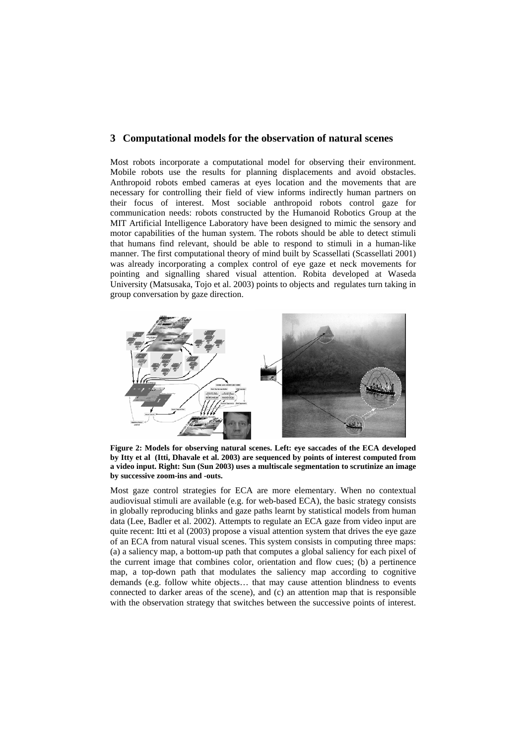## 3 Computational models for the observation of natural scenes

Most robots incorporate a computational model for observing their environment. Mobile robots use the results for planning displacements and avoid obstacles. Anthropoid robots embed cameras at eyes location and the movements that are necessary for controlling their field of view informs indirectly human partners on their focus of interest. Most sociable anthropoid robots control gaze for communication needs: robots constructed by the Humanoid Robotics Group at the MIT Artificial Intelligence Laboratory have been designed to mimic the sensory and motor capabilities of the human system. The robots should be able to detect stimuli that humans find relevant, should be able to respond to stimuli in a human-like manner. The first computational theory of mind built by Scassellati (Scassellati 2001) was already incorporating a complex control of eye gaze et neck movements for pointing and signalling shared visual attention. Robita developed at Waseda University (Matsusaka, Tojo et al. 2003) points to objects and regulates turn taking in group conversation by gaze direction.

**Figure 2: Models for observing natural scenes. Left: eye saccades of the ECA developed by Itty et al (Itti, Dhavale et al. 2003) are sequenced by points of interest computed from a video input. Right: Sun (Sun 2003) uses a multiscale segmentation to scrutinize an image by successive zoom-ins and -outs.**

Most gaze control strategies for ECA are more elementary. When no contextual audiovisual stimuli are available (e.g. for web-based ECA), the basic strategy consists in globally reproducing blinks and gaze paths learnt by statistical models from human data (Lee, Badler et al. 2002). Attempts to regulate an ECA gaze from video input are quite recent: Itti et al (2003) propose a visual attention system that drives the eye gaze of an ECA from natural visual scenes. This system consists in computing three maps: (a) a saliency map, a bottom-up path that computes a global saliency for each pixel of the current image that combines color, orientation and flow cues; (b) a pertinence map, a top-down path that modulates the saliency map according to cognitive demands (e.g. follow white objects… that may cause attention blindness to events connected to darker areas of the scene), and (c) an attention map that is responsible with the observation strategy that switches between the successive points of interest.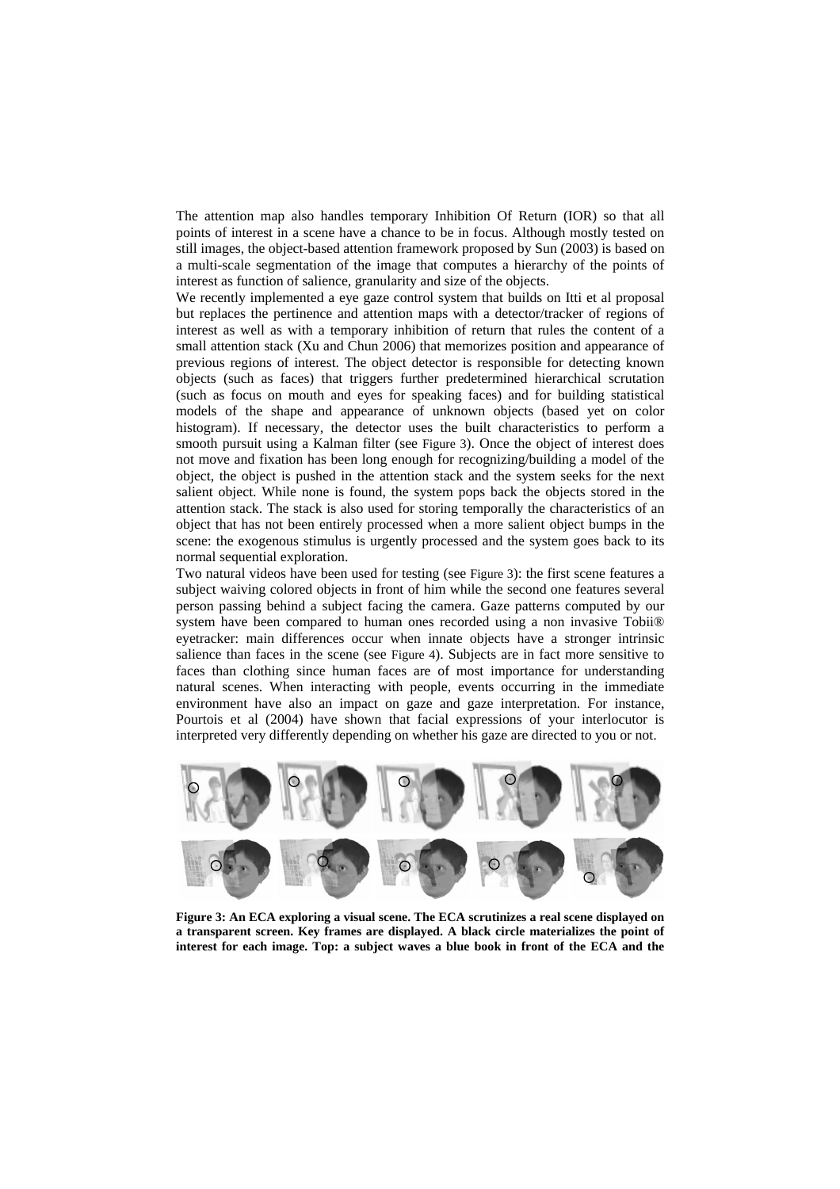The attention map also handles temporary Inhibition Of Return (IOR) so that all points of interest in a scene have a chance to be in focus. Although mostly tested on still images, the object-based attention framework proposed by Sun (2003) is based on a multi-scale segmentation of the image that computes a hierarchy of the points of interest as function of salience, granularity and size of the objects.

We recently implemented a eye gaze control system that builds on Itti et al proposal but replaces the pertinence and attention maps with a detector/tracker of regions of interest as well as with a temporary inhibition of return that rules the content of a small attention stack (Xu and Chun 2006) that memorizes position and appearance of previous regions of interest. The object detector is responsible for detecting known objects (such as faces) that triggers further predetermined hierarchical scrutation (such as focus on mouth and eyes for speaking faces) and for building statistical models of the shape and appearance of unknown objects (based yet on color histogram). If necessary, the detector uses the built characteristics to perform a smooth pursuit using a Kalman filter (see Figure 3). Once the object of interest does not move and fixation has been long enough for recognizing/building a model of the object, the object is pushed in the attention stack and the system seeks for the next salient object. While none is found, the system pops back the objects stored in the attention stack. The stack is also used for storing temporally the characteristics of an object that has not been entirely processed when a more salient object bumps in the scene: the exogenous stimulus is urgently processed and the system goes back to its normal sequential exploration.

Two natural videos have been used for testing (see Figure 3): the first scene features a subject waiving colored objects in front of him while the second one features several person passing behind a subject facing the camera. Gaze patterns computed by our system have been compared to human ones recorded using a non invasive Tobii® eyetracker: main differences occur when innate objects have a stronger intrinsic salience than faces in the scene (see Figure 4). Subjects are in fact more sensitive to faces than clothing since human faces are of most importance for understanding natural scenes. When interacting with people, events occurring in the immediate environment have also an impact on gaze and gaze interpretation. For instance, Pourtois et al (2004) have shown that facial expressions of your interlocutor is interpreted very differently depending on whether his gaze are directed to you or not.

**Figure 3: An ECA exploring a visual scene. The ECA scrutinizes a real scene displayed on a transparent screen. Key frames are displayed. A black circle materializes the point of interest for each image. Top: a subject waves a blue book in front of the ECA and the**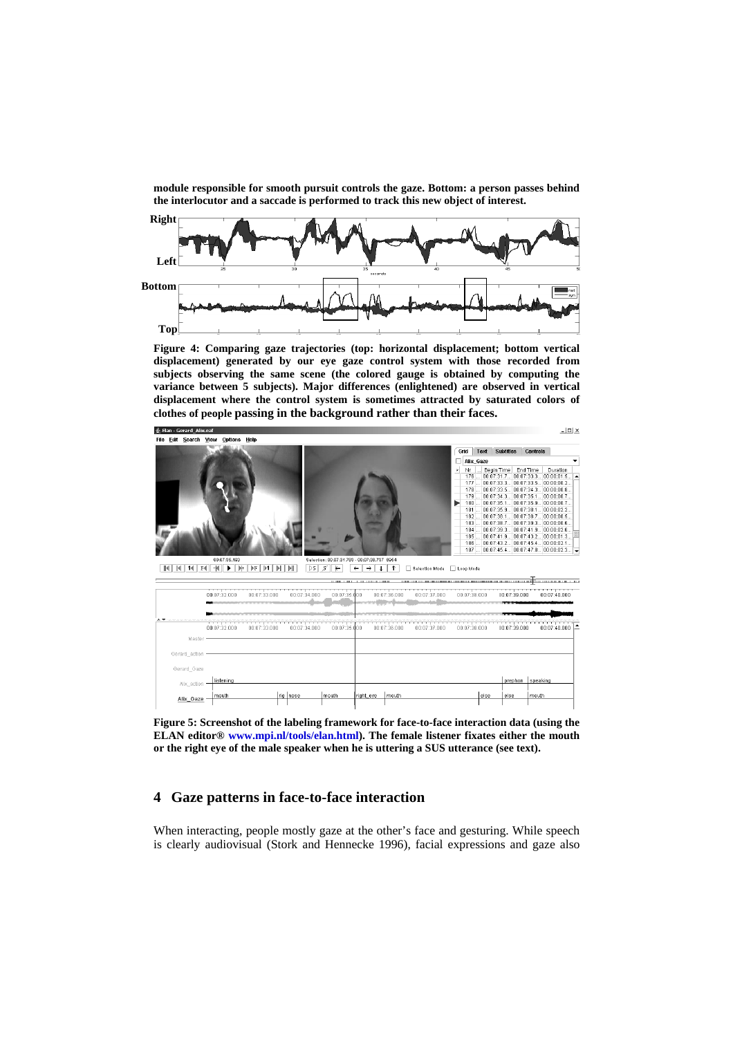**module responsible for smooth pursuit controls the gaze. Bottom: a person passes behind the interlocutor and a saccade is performed to track this new object of interest.**

**Figure 4: Comparing gaze trajectories (top: horizontal displacement; bottom vertical displacement) generated by our eye gaze control system with those recorded from subjects observing the same scene (the colored gauge is obtained by computing the variance between 5 subjects). Major differences (enlightened) are observed in vertical displacement where the control system is sometimes attracted by saturated colors of clothes of people passing in the background rather than their faces.**

**Figure 5: Screenshot of the labeling framework for face-to-face interaction data (using the ELAN editor® www.mpi.nl/tools/elan.html). The female listener fixates either the mouth or the right eye of the male speaker when he is uttering a SUS utterance (see text).**

## 4 Gaze patterns in face-to-face interaction

When interacting, people mostly gaze at the other's face and gesturing. While speech is clearly audiovisual (Stork and Hennecke 1996), facial expressions and gaze also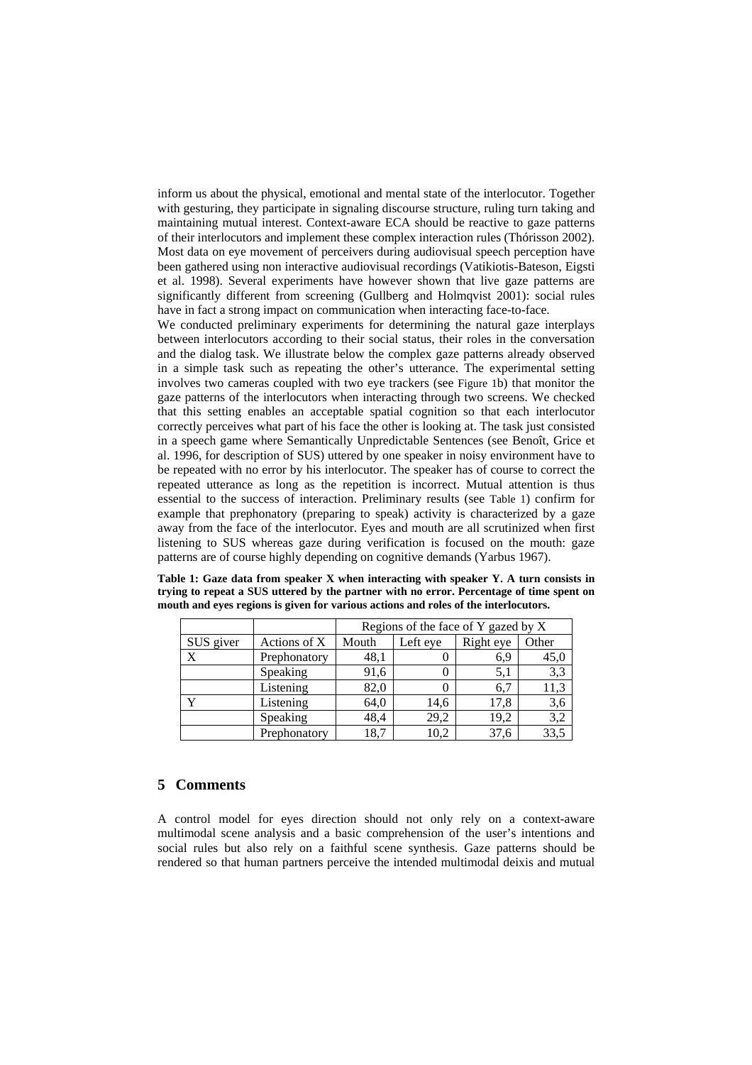inform us about the physical, emotional and mental state of the interlocutor. Together with gesturing, they participate in signaling discourse structure, ruling turn taking and maintaining mutual interest. Context-aware ECA should be reactive to gaze patterns of their interlocutors and implement these complex interaction rules (Thórisson 2002). Most data on eye movement of perceivers during audiovisual speech perception have been gathered using non interactive audiovisual recordings (Vatikiotis-Bateson, Eigsti et al. 1998). Several experiments have however shown that live gaze patterns are significantly different from screening (Gullberg and Holmqvist 2001): social rules have in fact a strong impact on communication when interacting face-to-face.

We conducted preliminary experiments for determining the natural gaze interplays between interlocutors according to their social status, their roles in the conversation and the dialog task. We illustrate below the complex gaze patterns already observed in a simple task such as repeating the other's utterance. The experimental setting involves two cameras coupled with two eye trackers (see Figure 1b) that monitor the gaze patterns of the interlocutors when interacting through two screens. We checked that this setting enables an acceptable spatial cognition so that each interlocutor correctly perceives what part of his face the other is looking at. The task just consisted in a speech game where Semantically Unpredictable Sentences (see Benoît, Grice et al. 1996, for description of SUS) uttered by one speaker in noisy environment have to be repeated with no error by his interlocutor. The speaker has of course to correct the repeated utterance as long as the repetition is incorrect. Mutual attention is thus essential to the success of interaction. Preliminary results (see Table 1) confirm for example that prephonatory (preparing to speak) activity is characterized by a gaze away from the face of the interlocutor. Eyes and mouth are all scrutinized when first listening to SUS whereas gaze during verification is focused on the mouth: gaze patterns are of course highly depending on cognitive demands (Yarbus 1967).

**Table 1: Gaze data from speaker X when interacting with speaker Y. A turn consists in trying to repeat a SUS uttered by the partner with no error. Percentage of time spent on mouth and eyes regions is given for various actions and roles of the interlocutors.**

| | | Regions of the face of Y gazed by X | | | |
|---|---|---|---|---|---|
| SUS giver | Actions of X | Mouth | Left eye | Right eye | Other |
| X | Prephonatory | 48,1 | 0 | 6,9 | 45,0 |
| | Speaking | 91,6 | 0 | 5,1 | 3,3 |
| | Listening | 82,0 | 0 | 6,7 | 11,3 |
| Y | Listening | 64,0 | 14,6 | 17,8 | 3,6 |
| | Speaking | 48,4 | 29,2 | 19,2 | 3,2 |
| | Prephonatory | 18,7 | 10,2 | 37,6 | 33,5 |

## 5 Comments

A control model for eyes direction should not only rely on a context-aware multimodal scene analysis and a basic comprehension of the user's intentions and social rules but also rely on a faithful scene synthesis. Gaze patterns should be rendered so that human partners perceive the intended multimodal deixis and mutual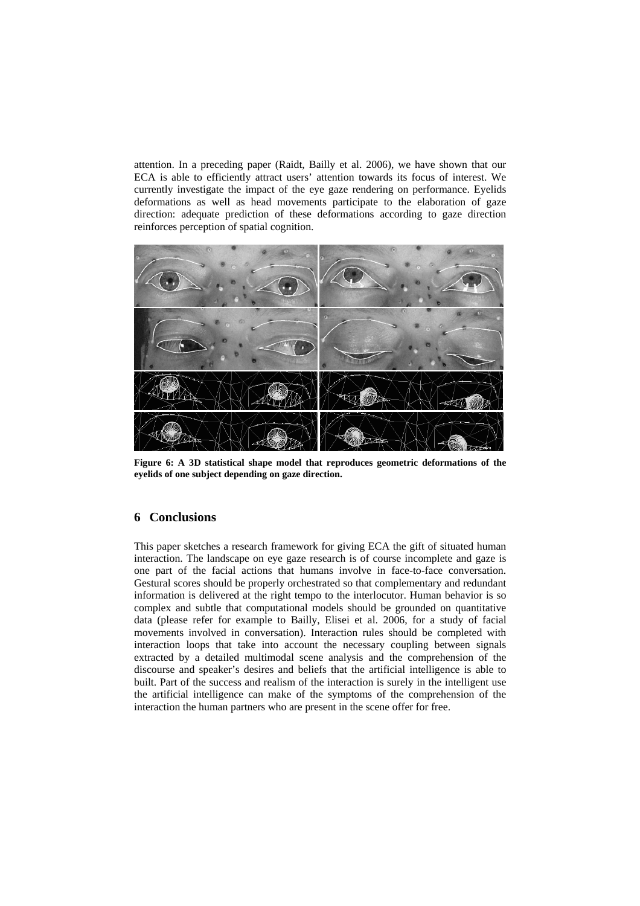attention. In a preceding paper (Raidt, Bailly et al. 2006), we have shown that our ECA is able to efficiently attract users' attention towards its focus of interest. We currently investigate the impact of the eye gaze rendering on performance. Eyelids deformations as well as head movements participate to the elaboration of gaze direction: adequate prediction of these deformations according to gaze direction reinforces perception of spatial cognition.

**Figure 6: A 3D statistical shape model that reproduces geometric deformations of the eyelids of one subject depending on gaze direction.**

## 6 Conclusions

This paper sketches a research framework for giving ECA the gift of situated human interaction. The landscape on eye gaze research is of course incomplete and gaze is one part of the facial actions that humans involve in face-to-face conversation. Gestural scores should be properly orchestrated so that complementary and redundant information is delivered at the right tempo to the interlocutor. Human behavior is so complex and subtle that computational models should be grounded on quantitative data (please refer for example to Bailly, Elisei et al. 2006, for a study of facial movements involved in conversation). Interaction rules should be completed with interaction loops that take into account the necessary coupling between signals extracted by a detailed multimodal scene analysis and the comprehension of the discourse and speaker's desires and beliefs that the artificial intelligence is able to built. Part of the success and realism of the interaction is surely in the intelligent use the artificial intelligence can make of the symptoms of the comprehension of the interaction the human partners who are present in the scene offer for free.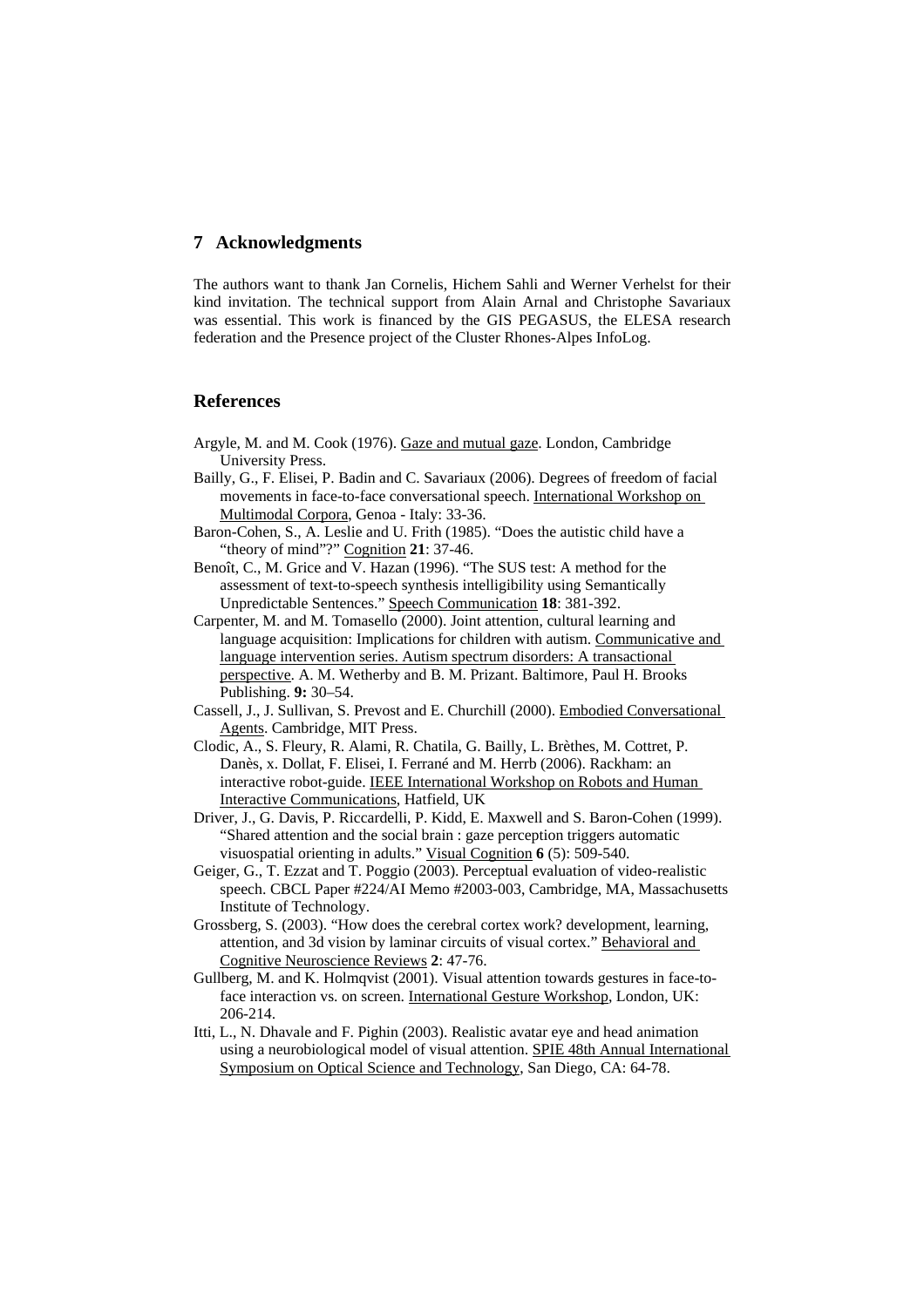## 7 Acknowledgments

The authors want to thank Jan Cornelis, Hichem Sahli and Werner Verhelst for their kind invitation. The technical support from Alain Arnal and Christophe Savariaux was essential. This work is financed by the GIS PEGASUS, the ELESA research federation and the Presence project of the Cluster Rhones-Alpes InfoLog.

## References

Argyle, M. and M. Cook (1976). Gaze and mutual gaze. London, Cambridge University Press.

Bailly, G., F. Elisei, P. Badin and C. Savariaux (2006). Degrees of freedom of facial movements in face-to-face conversational speech. International Workshop on Multimodal Corpora, Genoa - Italy: 33-36.

Baron-Cohen, S., A. Leslie and U. Frith (1985). "Does the autistic child have a "theory of mind"?" Cognition **21**: 37-46.

Benoît, C., M. Grice and V. Hazan (1996). "The SUS test: A method for the assessment of text-to-speech synthesis intelligibility using Semantically Unpredictable Sentences." Speech Communication **18**: 381-392.

Carpenter, M. and M. Tomasello (2000). Joint attention, cultural learning and language acquisition: Implications for children with autism. Communicative and language intervention series. Autism spectrum disorders: A transactional perspective. A. M. Wetherby and B. M. Prizant. Baltimore, Paul H. Brooks Publishing. **9:** 30–54.

Cassell, J., J. Sullivan, S. Prevost and E. Churchill (2000). Embodied Conversational Agents. Cambridge, MIT Press.

Clodic, A., S. Fleury, R. Alami, R. Chatila, G. Bailly, L. Brèthes, M. Cottret, P. Danès, x. Dollat, F. Elisei, I. Ferrané and M. Herrb (2006). Rackham: an interactive robot-guide. IEEE International Workshop on Robots and Human Interactive Communications, Hatfield, UK

Driver, J., G. Davis, P. Riccardelli, P. Kidd, E. Maxwell and S. Baron-Cohen (1999). "Shared attention and the social brain : gaze perception triggers automatic visuospatial orienting in adults." Visual Cognition **6** (5): 509-540.

Geiger, G., T. Ezzat and T. Poggio (2003). Perceptual evaluation of video-realistic speech. CBCL Paper #224/AI Memo #2003-003, Cambridge, MA, Massachusetts Institute of Technology.

Grossberg, S. (2003). "How does the cerebral cortex work? development, learning, attention, and 3d vision by laminar circuits of visual cortex." Behavioral and Cognitive Neuroscience Reviews **2**: 47-76.

Gullberg, M. and K. Holmqvist (2001). Visual attention towards gestures in face-to-face interaction vs. on screen. International Gesture Workshop, London, UK: 206-214.

Itti, L., N. Dhavale and F. Pighin (2003). Realistic avatar eye and head animation using a neurobiological model of visual attention. SPIE 48th Annual International Symposium on Optical Science and Technology, San Diego, CA: 64-78.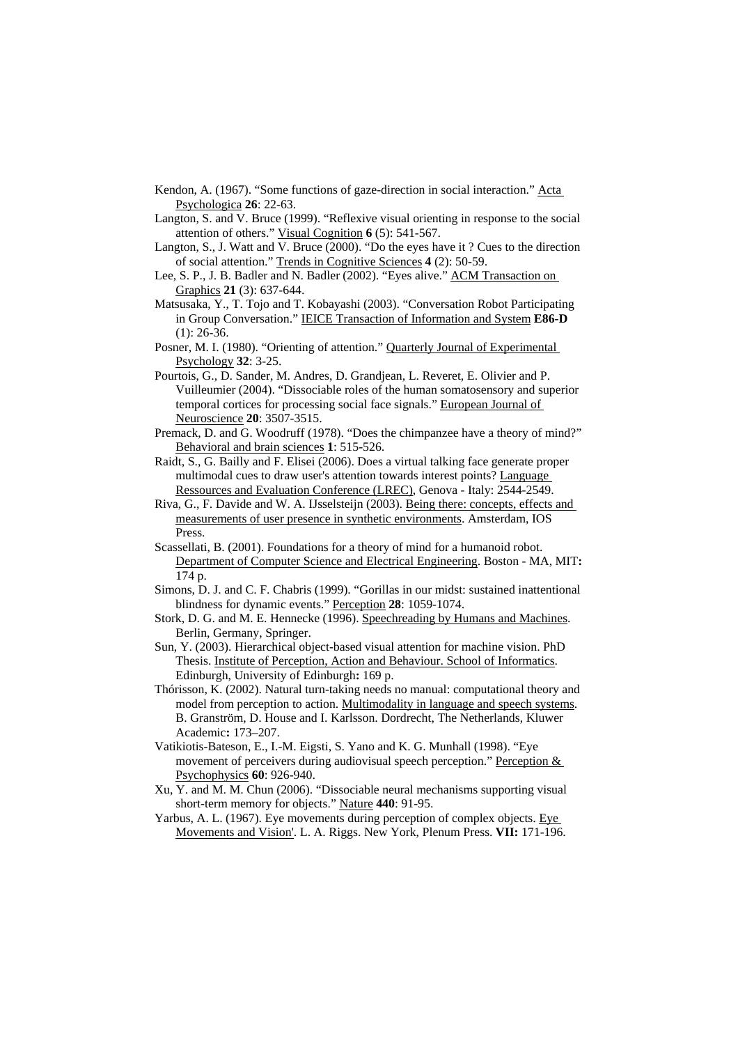Kendon, A. (1967). "Some functions of gaze-direction in social interaction." Acta Psychologica **26**: 22-63.

Langton, S. and V. Bruce (1999). "Reflexive visual orienting in response to the social attention of others." Visual Cognition **6** (5): 541-567.

Langton, S., J. Watt and V. Bruce (2000). "Do the eyes have it ? Cues to the direction of social attention." Trends in Cognitive Sciences **4** (2): 50-59.

Lee, S. P., J. B. Badler and N. Badler (2002). "Eyes alive." ACM Transaction on Graphics **21** (3): 637-644.

Matsusaka, Y., T. Tojo and T. Kobayashi (2003). "Conversation Robot Participating in Group Conversation." IEICE Transaction of Information and System **E86-D** (1): 26-36.

Posner, M. I. (1980). "Orienting of attention." Quarterly Journal of Experimental Psychology **32**: 3-25.

Pourtois, G., D. Sander, M. Andres, D. Grandjean, L. Reveret, E. Olivier and P. Vuilleumier (2004). "Dissociable roles of the human somatosensory and superior temporal cortices for processing social face signals." European Journal of Neuroscience **20**: 3507-3515.

Premack, D. and G. Woodruff (1978). "Does the chimpanzee have a theory of mind?" Behavioral and brain sciences **1**: 515-526.

Raidt, S., G. Bailly and F. Elisei (2006). Does a virtual talking face generate proper multimodal cues to draw user's attention towards interest points? Language Ressources and Evaluation Conference (LREC), Genova - Italy: 2544-2549.

Riva, G., F. Davide and W. A. IJsselsteijn (2003). Being there: concepts, effects and measurements of user presence in synthetic environments. Amsterdam, IOS Press.

Scassellati, B. (2001). Foundations for a theory of mind for a humanoid robot. Department of Computer Science and Electrical Engineering. Boston - MA, MIT**:** 174 p.

Simons, D. J. and C. F. Chabris (1999). "Gorillas in our midst: sustained inattentional blindness for dynamic events." Perception **28**: 1059-1074.

Stork, D. G. and M. E. Hennecke (1996). Speechreading by Humans and Machines. Berlin, Germany, Springer.

Sun, Y. (2003). Hierarchical object-based visual attention for machine vision. PhD Thesis. Institute of Perception, Action and Behaviour. School of Informatics. Edinburgh, University of Edinburgh**:** 169 p.

Thórisson, K. (2002). Natural turn-taking needs no manual: computational theory and model from perception to action. Multimodality in language and speech systems. B. Granström, D. House and I. Karlsson. Dordrecht, The Netherlands, Kluwer Academic**:** 173–207.

Vatikiotis-Bateson, E., I.-M. Eigsti, S. Yano and K. G. Munhall (1998). "Eye movement of perceivers during audiovisual speech perception." Perception & Psychophysics **60**: 926-940.

Xu, Y. and M. M. Chun (2006). "Dissociable neural mechanisms supporting visual short-term memory for objects." Nature **440**: 91-95.

Yarbus, A. L. (1967). Eye movements during perception of complex objects. Eye Movements and Vision'. L. A. Riggs. New York, Plenum Press. **VII:** 171-196.